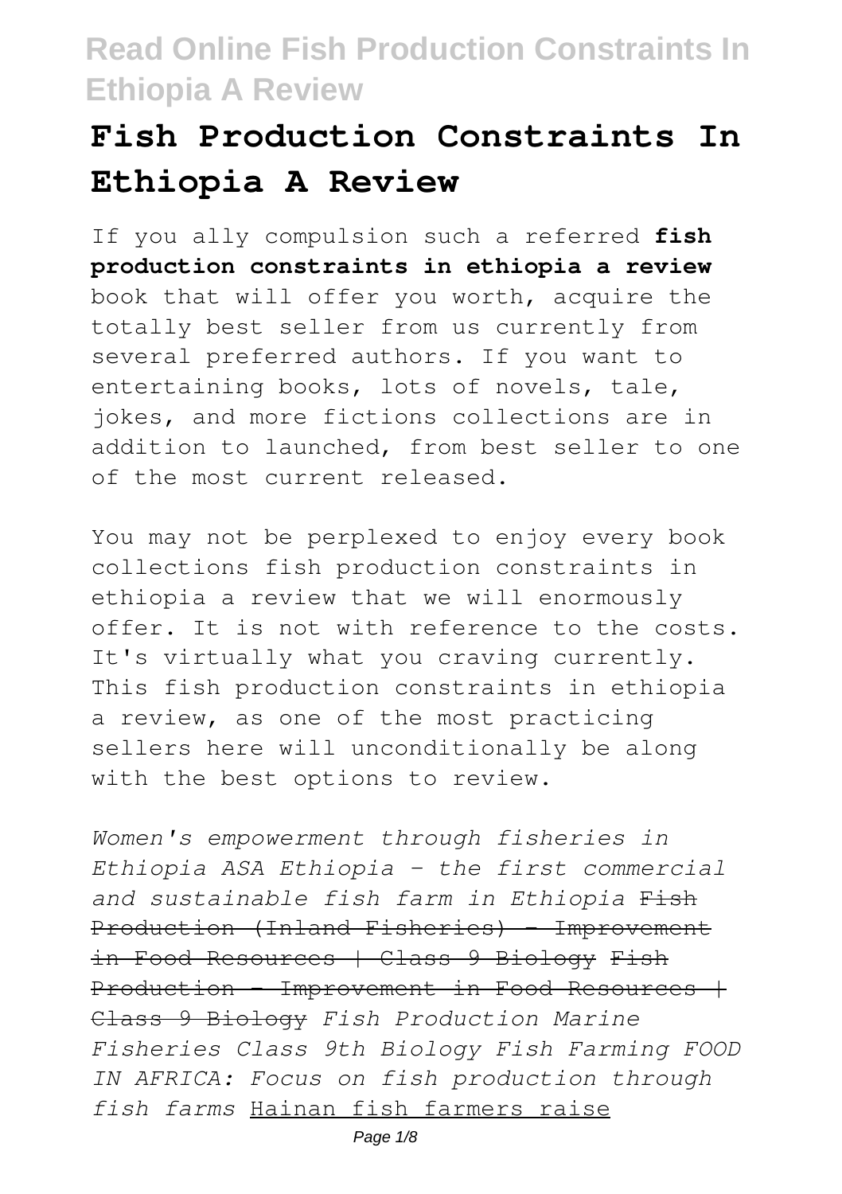# Fish Production Constraints In Ethiopia A Review

If you ally compulsion such a referred **fish production constraints in ethiopia a review** book that will offer you worth, acquire the totally best seller from us currently from several preferred authors. If you want to entertaining books, lots of novels, tale, jokes, and more fictions collections are in addition to launched, from best seller to one of the most current released.

You may not be perplexed to enjoy every book collections fish production constraints in ethiopia a review that we will enormously offer. It is not with reference to the costs. It's virtually what you craving currently. This fish production constraints in ethiopia a review, as one of the most practicing sellers here will unconditionally be along with the best options to review.

*Women's empowerment through fisheries in Ethiopia ASA Ethiopia - the first commercial and sustainable fish farm in Ethiopia* ~~Fish Production (Inland Fisheries) - Improvement in Food Resources | Class 9 Biology~~ ~~Fish Production - Improvement in Food Resources | Class 9 Biology~~ *Fish Production Marine Fisheries Class 9th Biology Fish Farming FOOD IN AFRICA: Focus on fish production through fish farms* Hainan fish farmers raise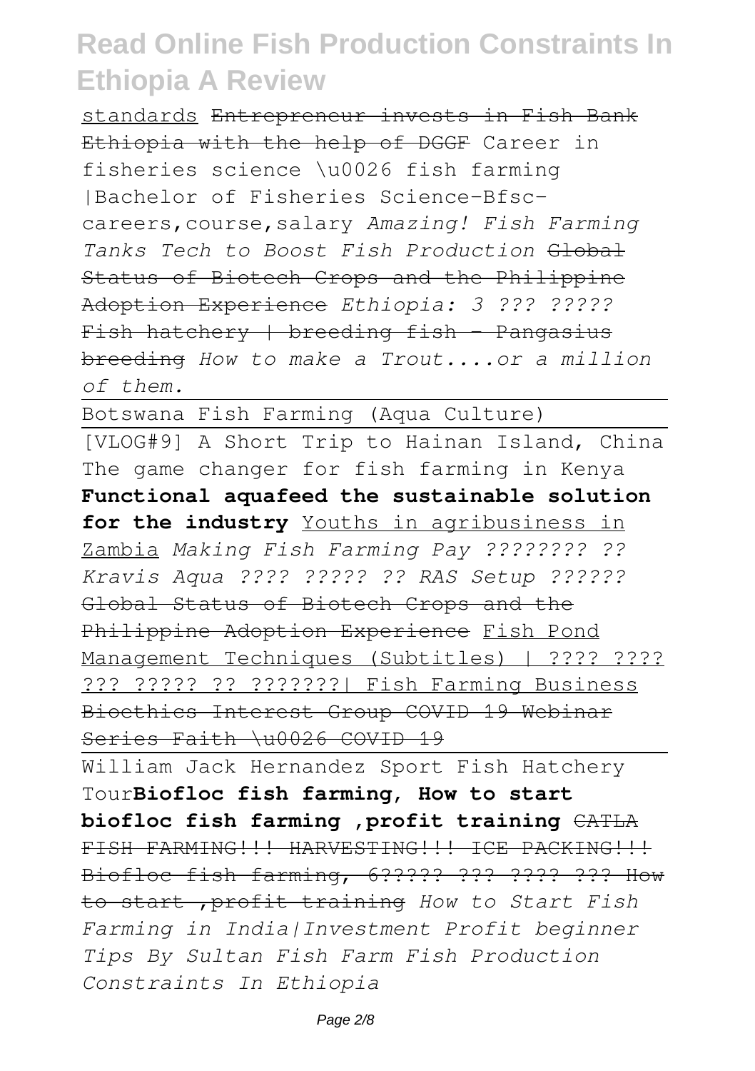standards ~~Entrepreneur invests in Fish Bank Ethiopia with the help of DGGF~~ Career in fisheries science \u0026 fish farming |Bachelor of Fisheries Science-Bfsc-careers,course,salary *Amazing! Fish Farming Tanks Tech to Boost Fish Production* ~~Global Status of Biotech Crops and the Philippine Adoption Experience~~ *Ethiopia: 3 ??? ?????* ~~Fish hatchery | breeding fish - Pangasius breeding~~ *How to make a Trout....or a million of them.*

Botswana Fish Farming (Aqua Culture)

[VLOG#9] A Short Trip to Hainan Island, China The game changer for fish farming in Kenya **Functional aquafeed the sustainable solution for the industry** Youths in agribusiness in Zambia *Making Fish Farming Pay ???????? ?? Kravis Aqua ???? ????? ?? RAS Setup ??????* ~~Global Status of Biotech Crops and the Philippine Adoption Experience~~ Fish Pond Management Techniques (Subtitles) | ???? ???? ??? ????? ?? ???????| Fish Farming Business ~~Bioethics Interest Group COVID 19 Webinar Series Faith \u0026 COVID 19~~

William Jack Hernandez Sport Fish Hatchery Tour**Biofloc fish farming, How to start biofloc fish farming ,profit training** ~~CATLA FISH FARMING!!! HARVESTING!!! ICE PACKING!!! Biofloc fish farming, 6????? ??? ???? ??? How to start ,profit training~~ *How to Start Fish Farming in India|Investment Profit beginner Tips By Sultan Fish Farm Fish Production Constraints In Ethiopia*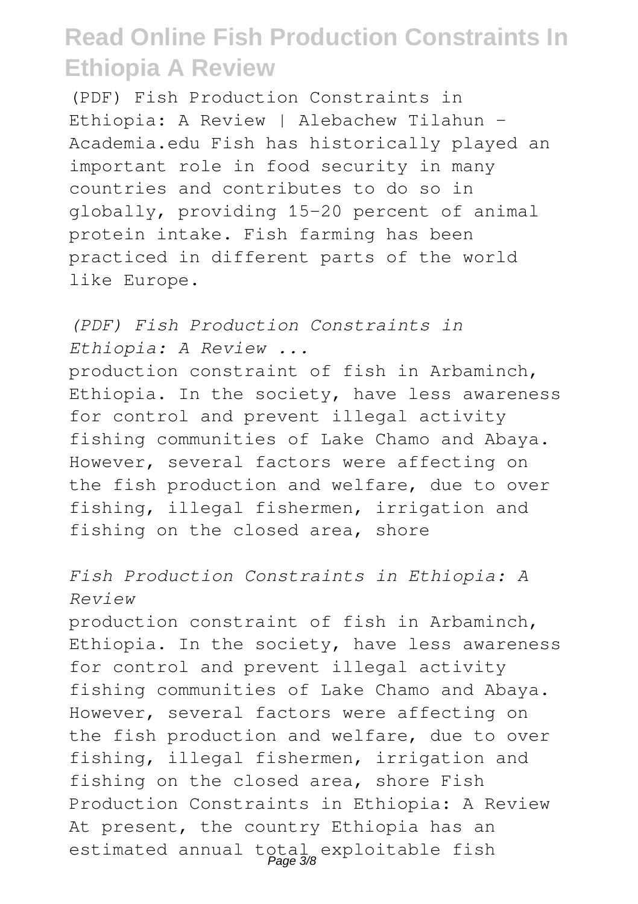(PDF) Fish Production Constraints in Ethiopia: A Review | Alebachew Tilahun - Academia.edu Fish has historically played an important role in food security in many countries and contributes to do so in globally, providing 15-20 percent of animal protein intake. Fish farming has been practiced in different parts of the world like Europe.

*(PDF) Fish Production Constraints in Ethiopia: A Review ...*

production constraint of fish in Arbaminch, Ethiopia. In the society, have less awareness for control and prevent illegal activity fishing communities of Lake Chamo and Abaya. However, several factors were affecting on the fish production and welfare, due to over fishing, illegal fishermen, irrigation and fishing on the closed area, shore

*Fish Production Constraints in Ethiopia: A Review*

production constraint of fish in Arbaminch, Ethiopia. In the society, have less awareness for control and prevent illegal activity fishing communities of Lake Chamo and Abaya. However, several factors were affecting on the fish production and welfare, due to over fishing, illegal fishermen, irrigation and fishing on the closed area, shore Fish Production Constraints in Ethiopia: A Review At present, the country Ethiopia has an estimated annual total exploitable fish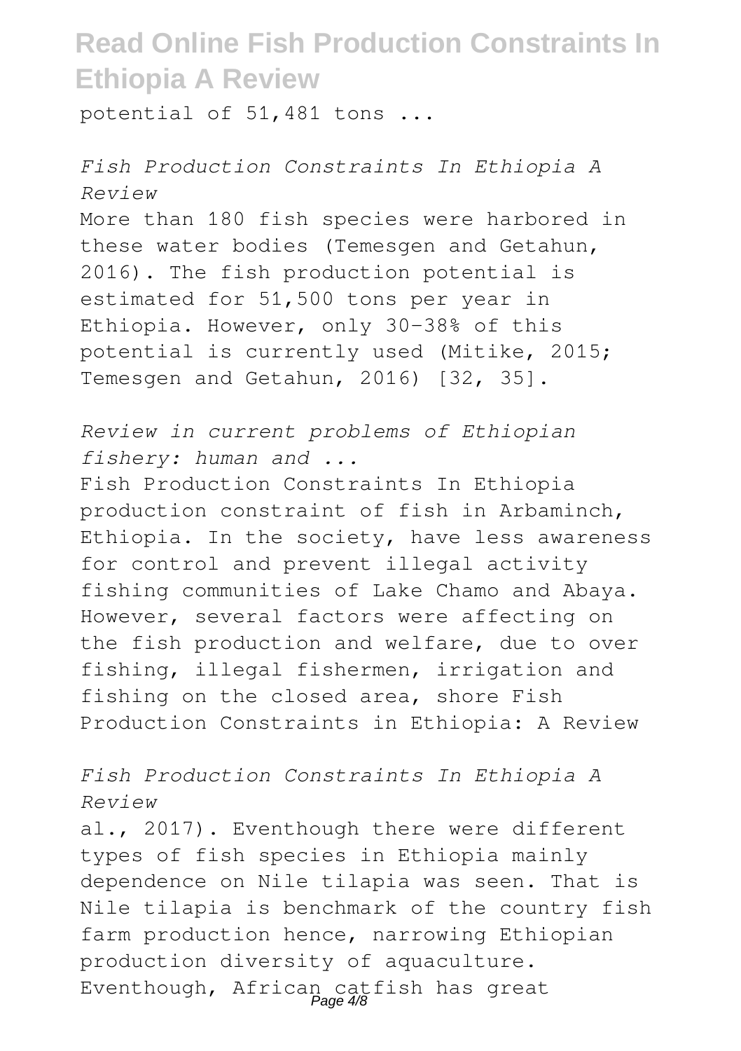potential of 51,481 tons ...

*Fish Production Constraints In Ethiopia A Review*

More than 180 fish species were harbored in these water bodies (Temesgen and Getahun, 2016). The fish production potential is estimated for 51,500 tons per year in Ethiopia. However, only 30–38% of this potential is currently used (Mitike, 2015; Temesgen and Getahun, 2016) [32, 35].

*Review in current problems of Ethiopian fishery: human and ...*

Fish Production Constraints In Ethiopia production constraint of fish in Arbaminch, Ethiopia. In the society, have less awareness for control and prevent illegal activity fishing communities of Lake Chamo and Abaya. However, several factors were affecting on the fish production and welfare, due to over fishing, illegal fishermen, irrigation and fishing on the closed area, shore Fish Production Constraints in Ethiopia: A Review

*Fish Production Constraints In Ethiopia A Review*

al., 2017). Eventhough there were different types of fish species in Ethiopia mainly dependence on Nile tilapia was seen. That is Nile tilapia is benchmark of the country fish farm production hence, narrowing Ethiopian production diversity of aquaculture. Eventhough, African catfish has great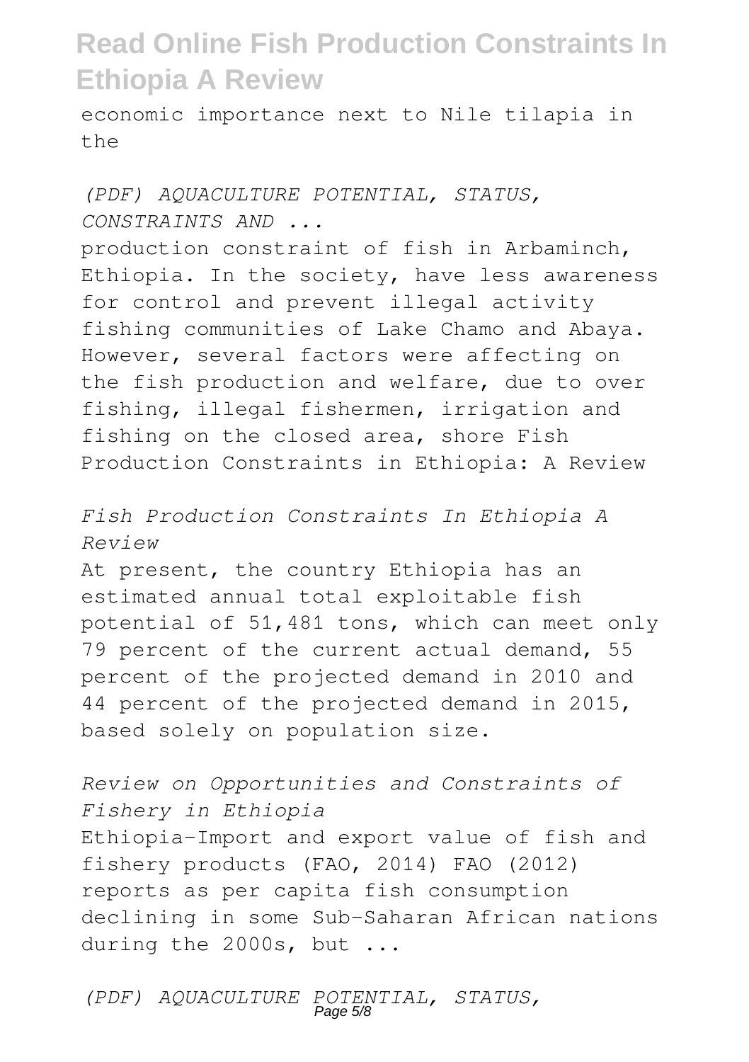economic importance next to Nile tilapia in the

*(PDF) AQUACULTURE POTENTIAL, STATUS, CONSTRAINTS AND ...*

production constraint of fish in Arbaminch, Ethiopia. In the society, have less awareness for control and prevent illegal activity fishing communities of Lake Chamo and Abaya. However, several factors were affecting on the fish production and welfare, due to over fishing, illegal fishermen, irrigation and fishing on the closed area, shore Fish Production Constraints in Ethiopia: A Review

*Fish Production Constraints In Ethiopia A Review*

At present, the country Ethiopia has an estimated annual total exploitable fish potential of 51,481 tons, which can meet only 79 percent of the current actual demand, 55 percent of the projected demand in 2010 and 44 percent of the projected demand in 2015, based solely on population size.

*Review on Opportunities and Constraints of Fishery in Ethiopia*

Ethiopia-Import and export value of fish and fishery products (FAO, 2014) FAO (2012) reports as per capita fish consumption declining in some Sub-Saharan African nations during the 2000s, but ...

*(PDF) AQUACULTURE POTENTIAL, STATUS,*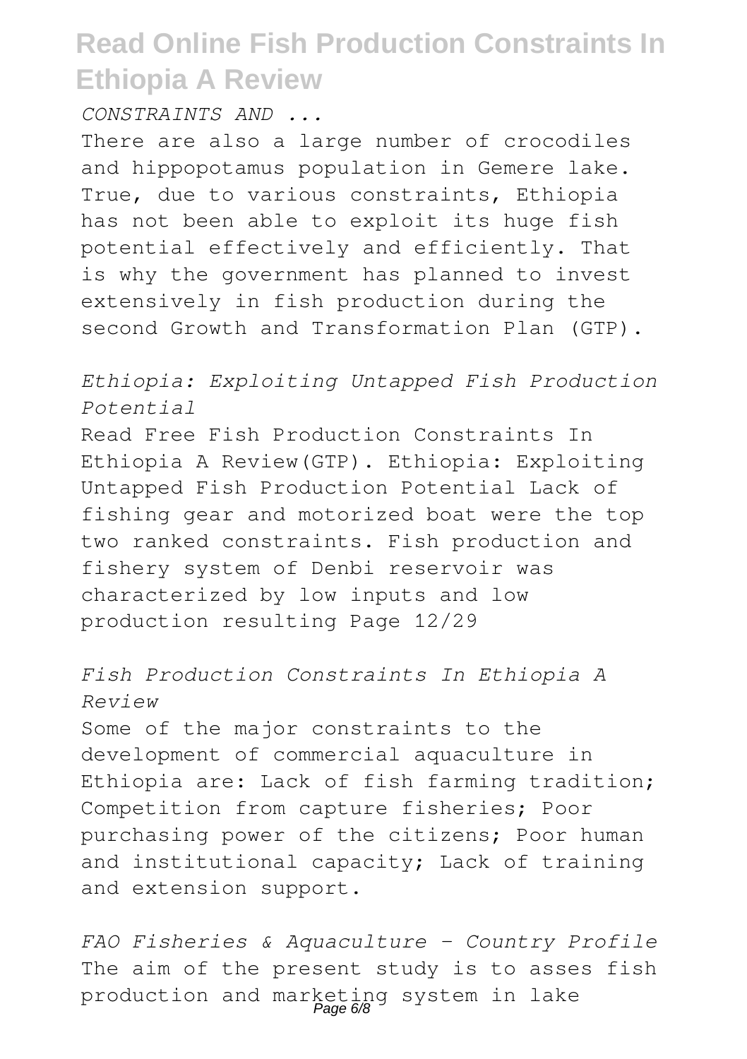*CONSTRAINTS AND ...*

There are also a large number of crocodiles and hippopotamus population in Gemere lake. True, due to various constraints, Ethiopia has not been able to exploit its huge fish potential effectively and efficiently. That is why the government has planned to invest extensively in fish production during the second Growth and Transformation Plan (GTP).

*Ethiopia: Exploiting Untapped Fish Production Potential*

Read Free Fish Production Constraints In Ethiopia A Review(GTP). Ethiopia: Exploiting Untapped Fish Production Potential Lack of fishing gear and motorized boat were the top two ranked constraints. Fish production and fishery system of Denbi reservoir was characterized by low inputs and low production resulting Page 12/29

*Fish Production Constraints In Ethiopia A Review*

Some of the major constraints to the development of commercial aquaculture in Ethiopia are: Lack of fish farming tradition; Competition from capture fisheries; Poor purchasing power of the citizens; Poor human and institutional capacity; Lack of training and extension support.

*FAO Fisheries & Aquaculture - Country Profile*

The aim of the present study is to asses fish production and marketing system in lake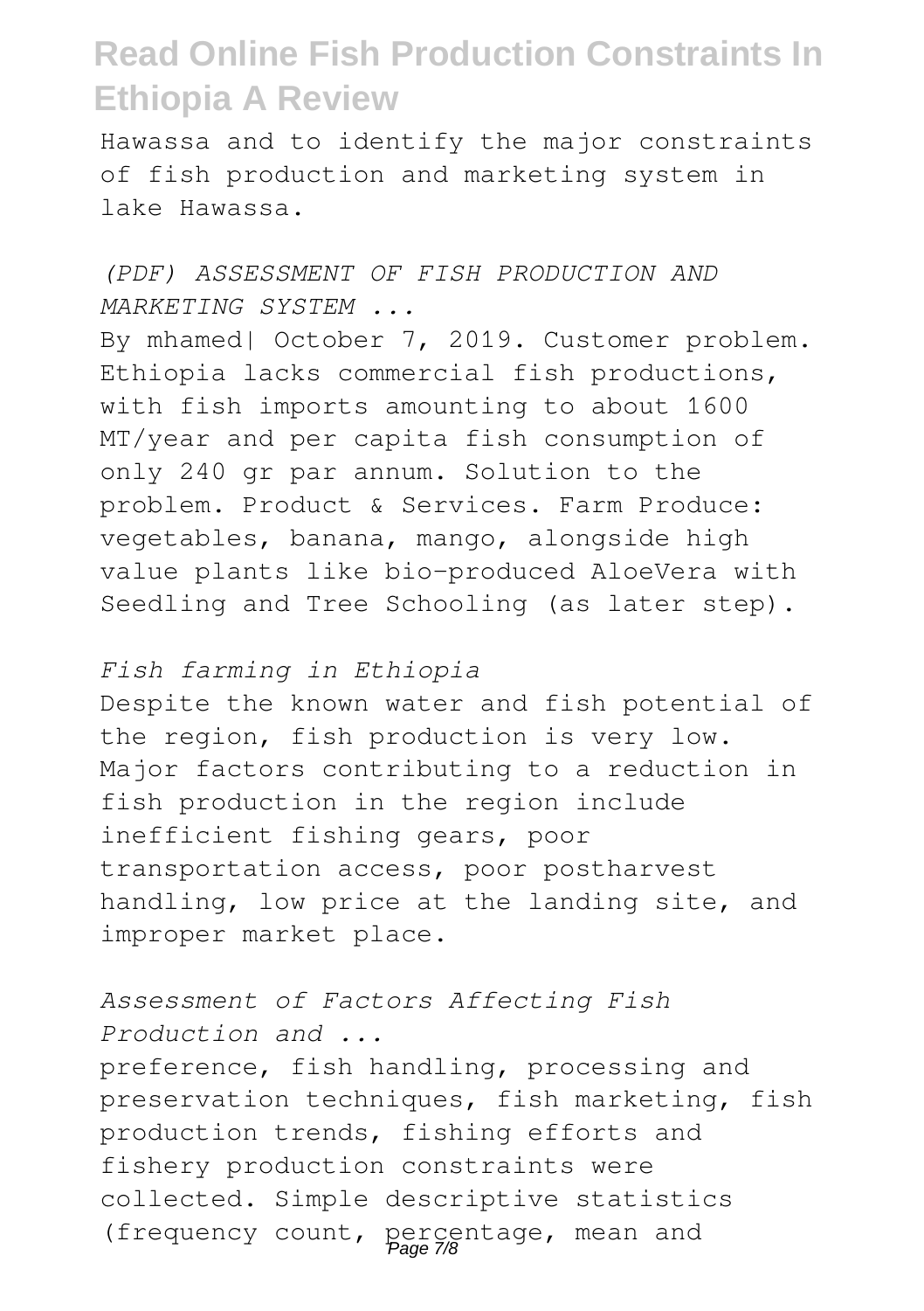Hawassa and to identify the major constraints of fish production and marketing system in lake Hawassa.

*(PDF) ASSESSMENT OF FISH PRODUCTION AND MARKETING SYSTEM ...*

By mhamed| October 7, 2019. Customer problem. Ethiopia lacks commercial fish productions, with fish imports amounting to about 1600 MT/year and per capita fish consumption of only 240 gr par annum. Solution to the problem. Product & Services. Farm Produce: vegetables, banana, mango, alongside high value plants like bio-produced AloeVera with Seedling and Tree Schooling (as later step).

*Fish farming in Ethiopia*

Despite the known water and fish potential of the region, fish production is very low. Major factors contributing to a reduction in fish production in the region include inefficient fishing gears, poor transportation access, poor postharvest handling, low price at the landing site, and improper market place.

*Assessment of Factors Affecting Fish Production and ...*

preference, fish handling, processing and preservation techniques, fish marketing, fish production trends, fishing efforts and fishery production constraints were collected. Simple descriptive statistics (frequency count, percentage, mean and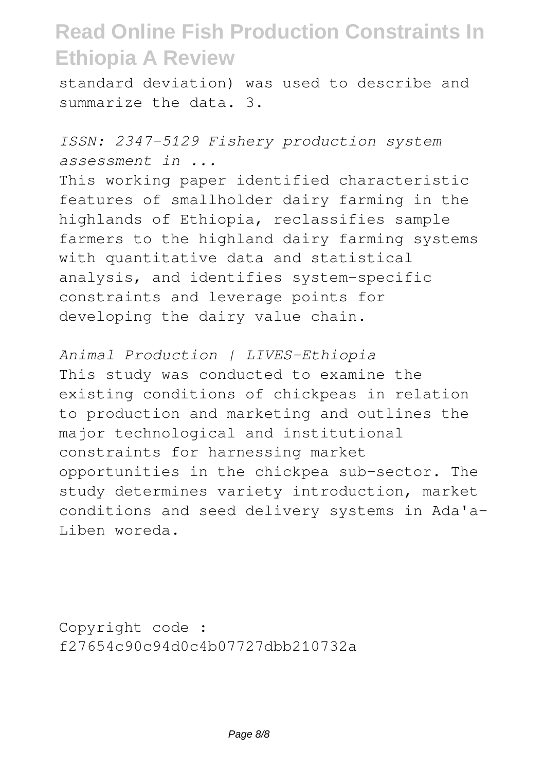standard deviation) was used to describe and summarize the data. 3.

*ISSN: 2347-5129 Fishery production system assessment in ...*

This working paper identified characteristic features of smallholder dairy farming in the highlands of Ethiopia, reclassifies sample farmers to the highland dairy farming systems with quantitative data and statistical analysis, and identifies system-specific constraints and leverage points for developing the dairy value chain.

*Animal Production | LIVES-Ethiopia*

This study was conducted to examine the existing conditions of chickpeas in relation to production and marketing and outlines the major technological and institutional constraints for harnessing market opportunities in the chickpea sub-sector. The study determines variety introduction, market conditions and seed delivery systems in Ada'a-Liben woreda.

Copyright code : f27654c90c94d0c4b07727dbb210732a